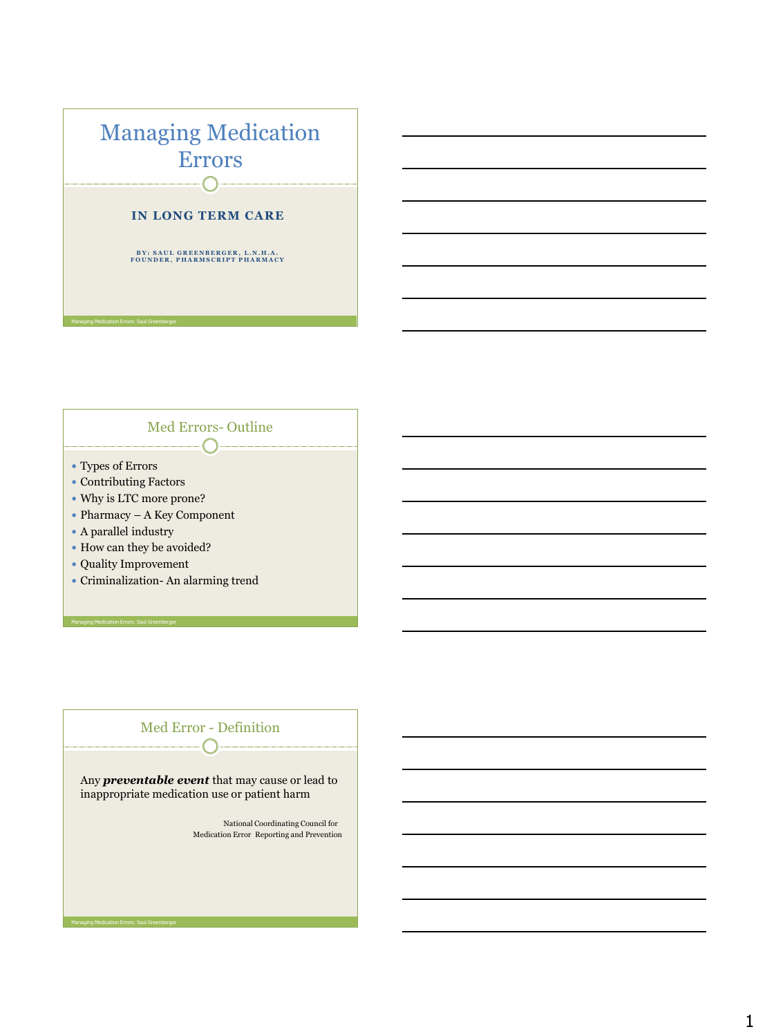# Managing Medication Errors

### IN LONG TERM CARE

BY: SAUL GREENBERGER, L.N.H.A.
FOUNDER, PHARMSCRIPT PHARMACY

## Med Errors- Outline

- Types of Errors
- Contributing Factors
- Why is LTC more prone?
- Pharmacy – A Key Component
- A parallel industry
- How can they be avoided?
- Quality Improvement
- Criminalization- An alarming trend

## Med Error - Definition

Any ***preventable event*** that may cause or lead to inappropriate medication use or patient harm

National Coordinating Council for Medication Error Reporting and Prevention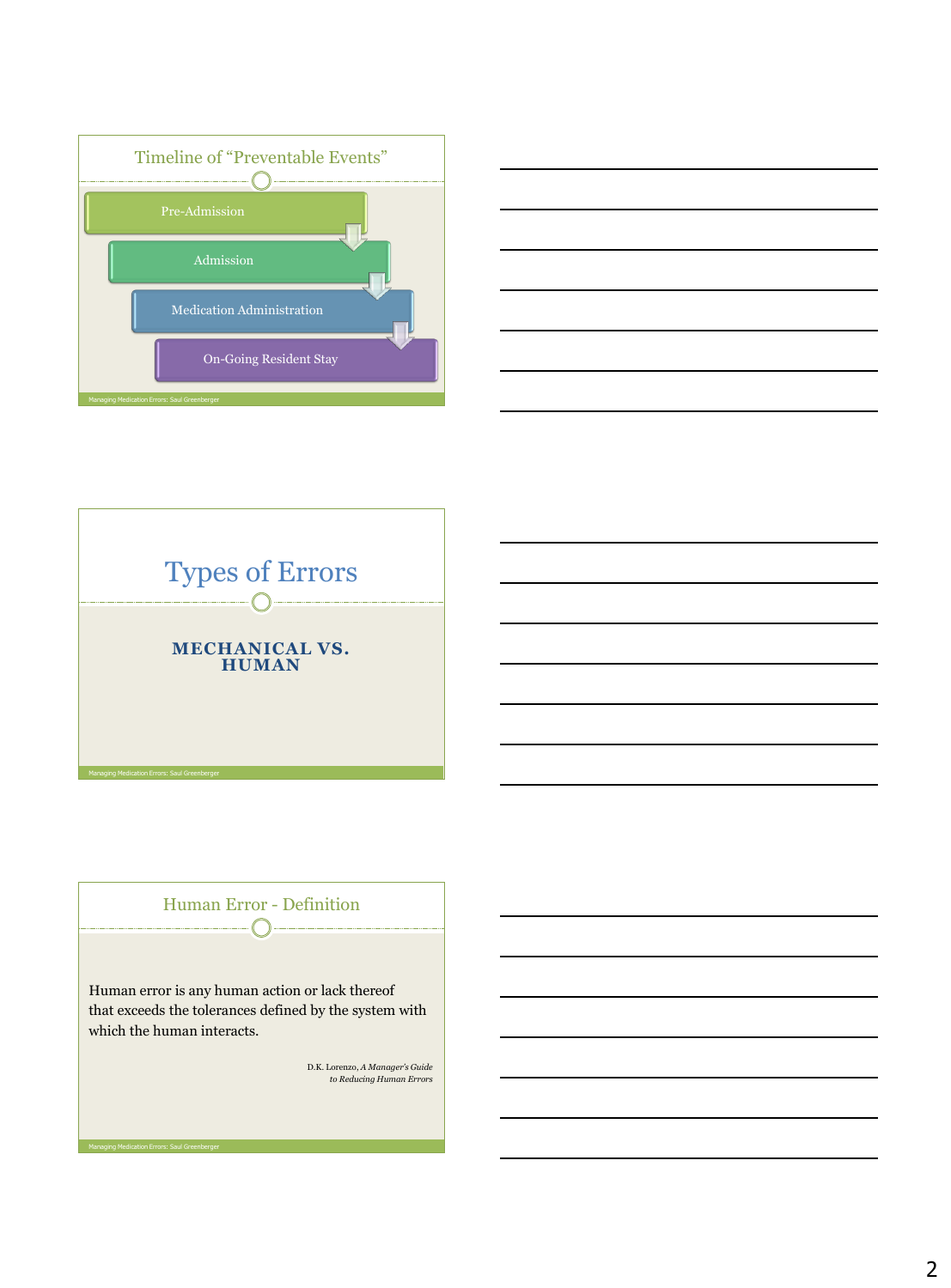## Timeline of "Preventable Events"

- Pre-Admission
- Admission
- Medication Administration
- On-Going Resident Stay

# Types of Errors

**MECHANICAL VS. HUMAN**

## Human Error - Definition

Human error is any human action or lack thereof that exceeds the tolerances defined by the system with which the human interacts.

D.K. Lorenzo, *A Manager's Guide to Reducing Human Errors*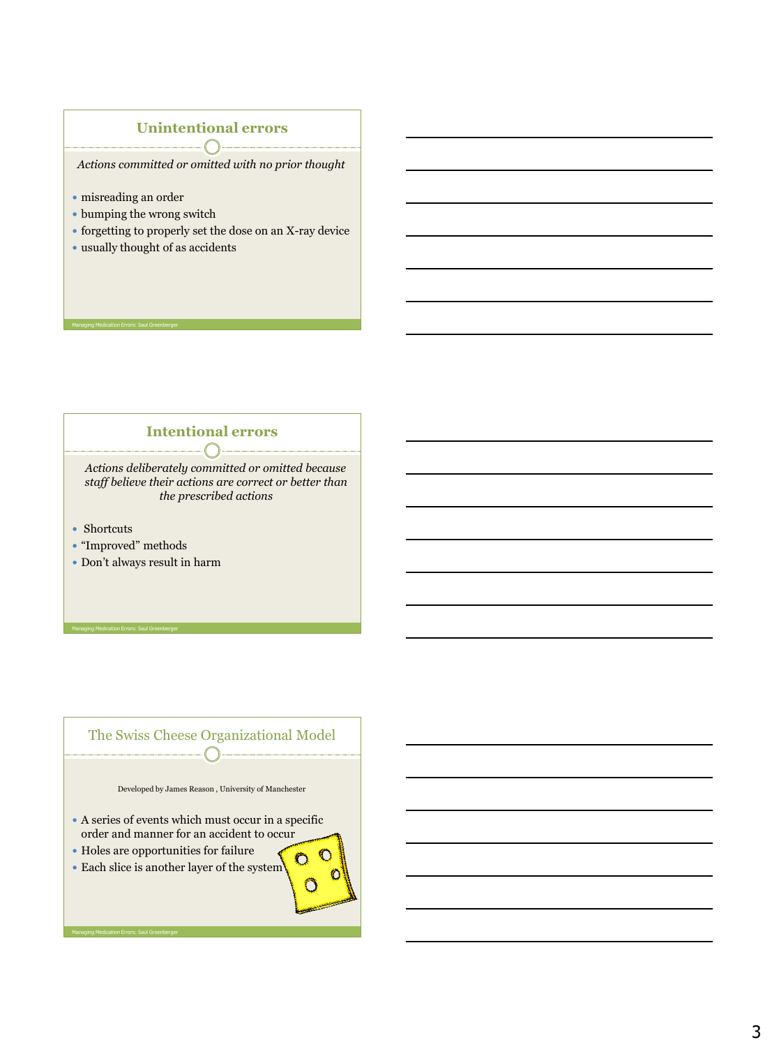## Unintentional errors

*Actions committed or omitted with no prior thought*

- misreading an order
- bumping the wrong switch
- forgetting to properly set the dose on an X-ray device
- usually thought of as accidents

## Intentional errors

*Actions deliberately committed or omitted because staff believe their actions are correct or better than the prescribed actions*

- Shortcuts
- "Improved" methods
- Don't always result in harm

## The Swiss Cheese Organizational Model

Developed by James Reason , University of Manchester

- A series of events which must occur in a specific order and manner for an accident to occur
- Holes are opportunities for failure
- Each slice is another layer of the system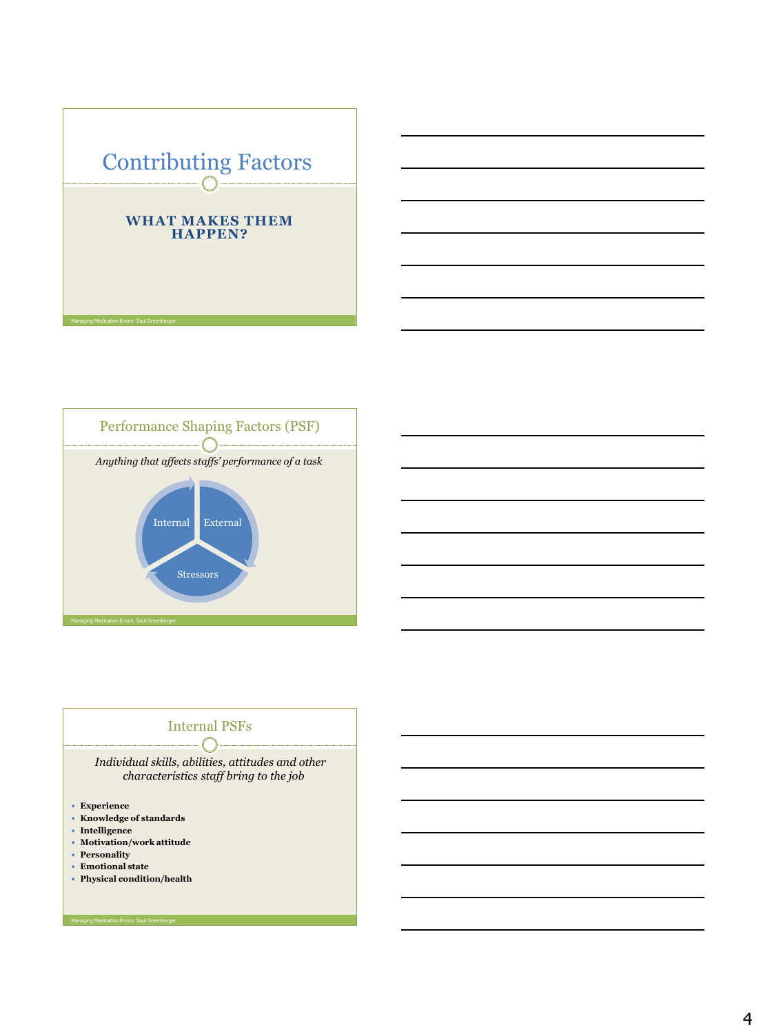# Contributing Factors

**WHAT MAKES THEM HAPPEN?**

## Performance Shaping Factors (PSF)

*Anything that affects staffs' performance of a task*

Internal

External

Stressors

## Internal PSFs

*Individual skills, abilities, attitudes and other characteristics staff bring to the job*

- **Experience**
- **Knowledge of standards**
- **Intelligence**
- **Motivation/work attitude**
- **Personality**
- **Emotional state**
- **Physical condition/health**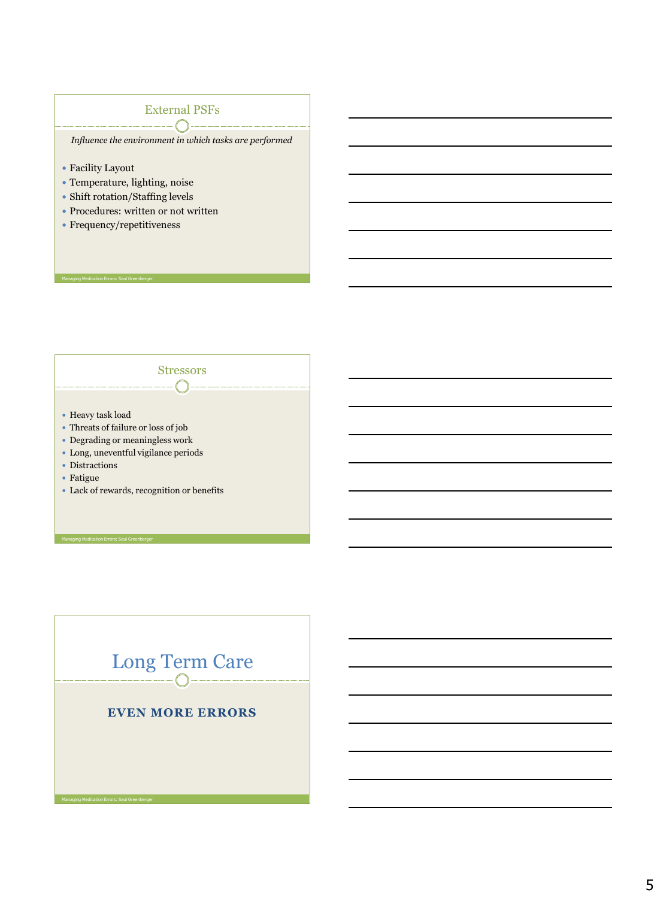## External PSFs

*Influence the environment in which tasks are performed*

- Facility Layout
- Temperature, lighting, noise
- Shift rotation/Staffing levels
- Procedures: written or not written
- Frequency/repetitiveness

## Stressors

- Heavy task load
- Threats of failure or loss of job
- Degrading or meaningless work
- Long, uneventful vigilance periods
- Distractions
- Fatigue
- Lack of rewards, recognition or benefits

# Long Term Care

**EVEN MORE ERRORS**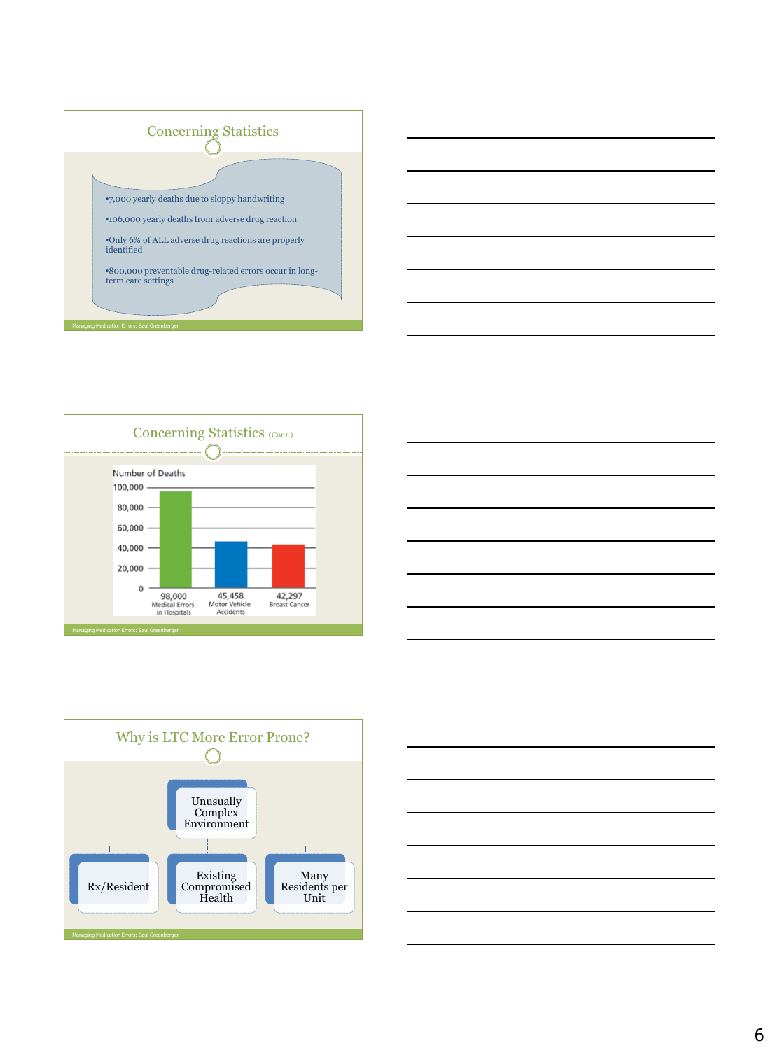## Concerning Statistics

- 7,000 yearly deaths due to sloppy handwriting
- 106,000 yearly deaths from adverse drug reaction
- Only 6% of ALL adverse drug reactions are properly identified
- 800,000 preventable drug-related errors occur in long-term care settings

Managing Medication Errors: Saul Greenberger

## Concerning Statistics (Cont.)

Number of Deaths

| Cause | Number of Deaths |
|---|---|
| Medical Errors in Hospitals | 98,000 |
| Motor Vehicle Accidents | 45,458 |
| Breast Cancer | 42,297 |

Managing Medication Errors: Saul Greenberger

## Why is LTC More Error Prone?

- Unusually Complex Environment
  - Rx/Resident
  - Existing Compromised Health
  - Many Residents per Unit

Managing Medication Errors: Saul Greenberger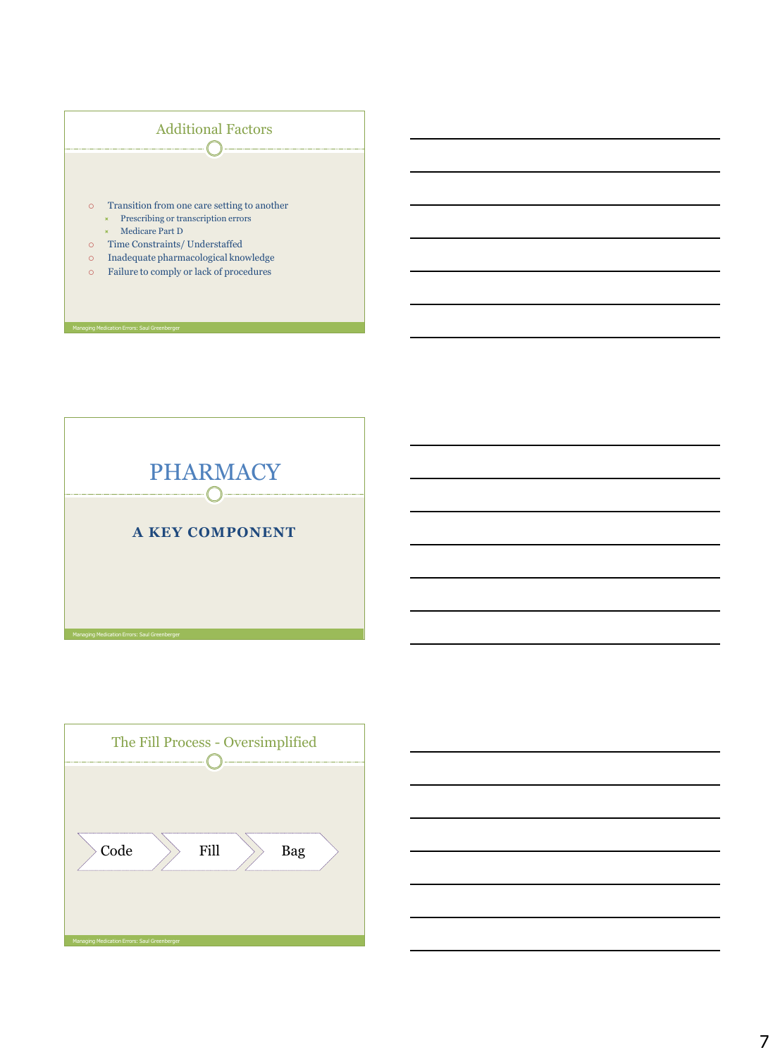## Additional Factors

- Transition from one care setting to another
  - Prescribing or transcription errors
  - Medicare Part D
- Time Constraints/ Understaffed
- Inadequate pharmacological knowledge
- Failure to comply or lack of procedures

## PHARMACY

**A KEY COMPONENT**

## The Fill Process - Oversimplified

Code → Fill → Bag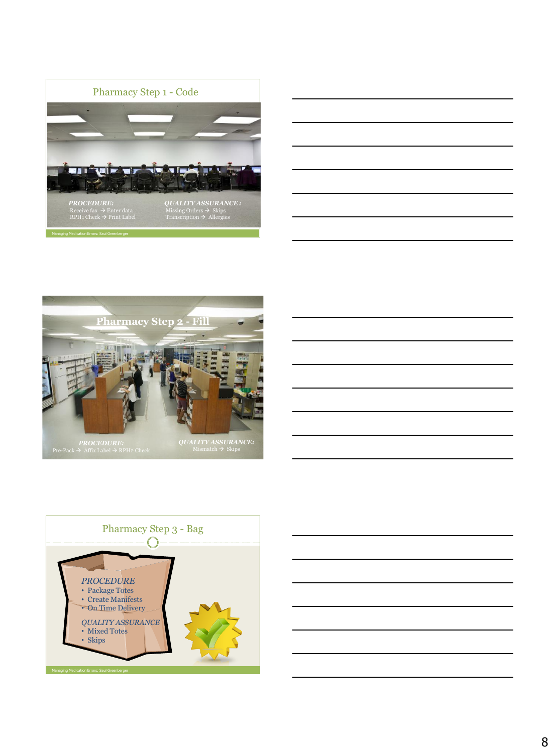## Pharmacy Step 1 - Code

***PROCEDURE:***
Receive fax → Enter data
RPH1 Check → Print Label

***QUALITY ASSURANCE:***
Missing Orders → Skips
Transcription → Allergies

## Pharmacy Step 2 - Fill

***PROCEDURE:***
Pre-Pack → Affix Label → RPH2 Check

***QUALITY ASSURANCE:***
Mismatch → Skips

## Pharmacy Step 3 - Bag

*PROCEDURE*
- Package Totes
- Create Manifests
- On Time Delivery

*QUALITY ASSURANCE*
- Mixed Totes
- Skips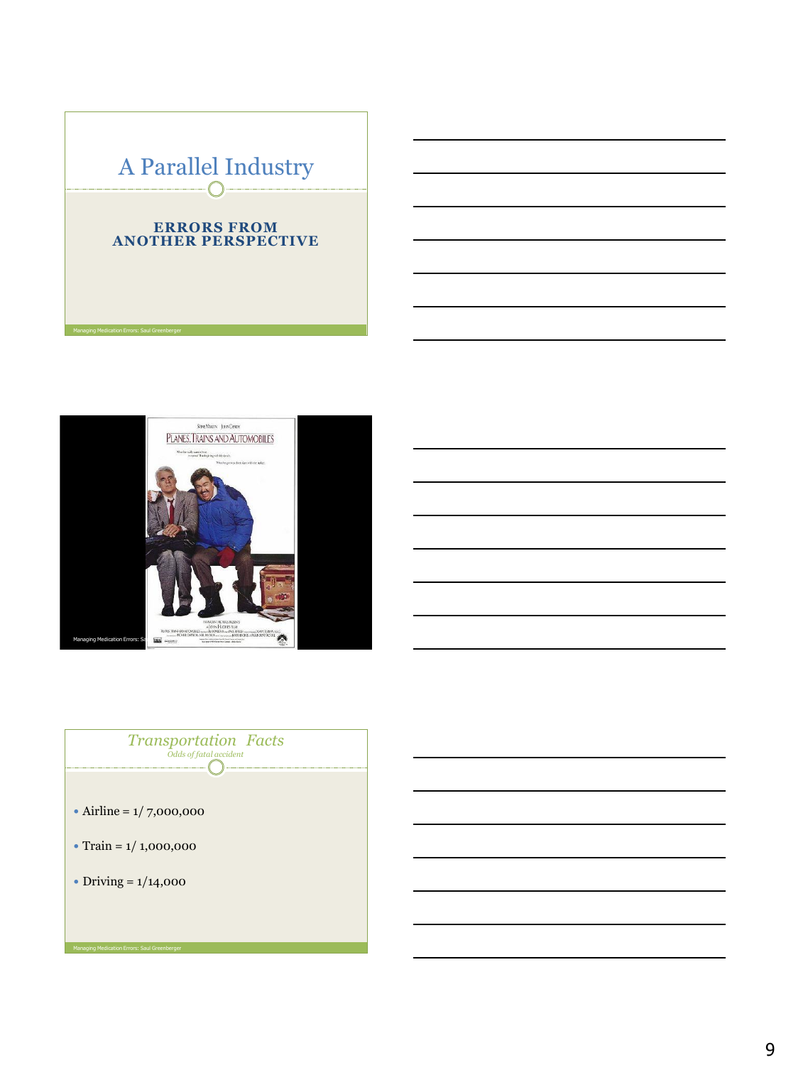# A Parallel Industry

**ERRORS FROM ANOTHER PERSPECTIVE**

## *Transportation Facts*

*Odds of fatal accident*

- Airline = 1/ 7,000,000
- Train = 1/ 1,000,000
- Driving = 1/14,000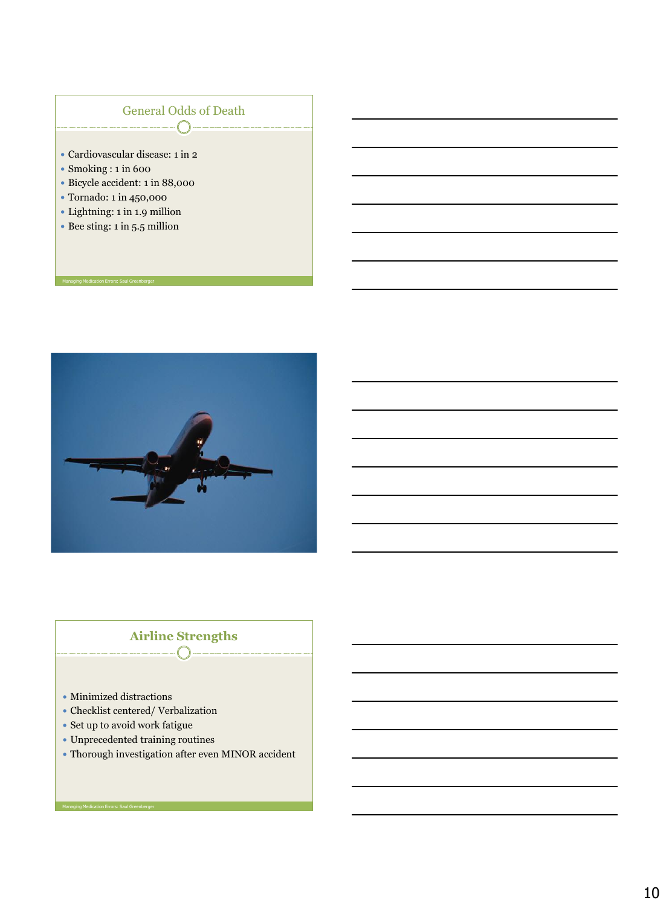## General Odds of Death

- Cardiovascular disease: 1 in 2
- Smoking : 1 in 600
- Bicycle accident: 1 in 88,000
- Tornado: 1 in 450,000
- Lightning: 1 in 1.9 million
- Bee sting: 1 in 5.5 million

Managing Medication Errors: Saul Greenberger

## Airline Strengths

- Minimized distractions
- Checklist centered/ Verbalization
- Set up to avoid work fatigue
- Unprecedented training routines
- Thorough investigation after even MINOR accident

Managing Medication Errors: Saul Greenberger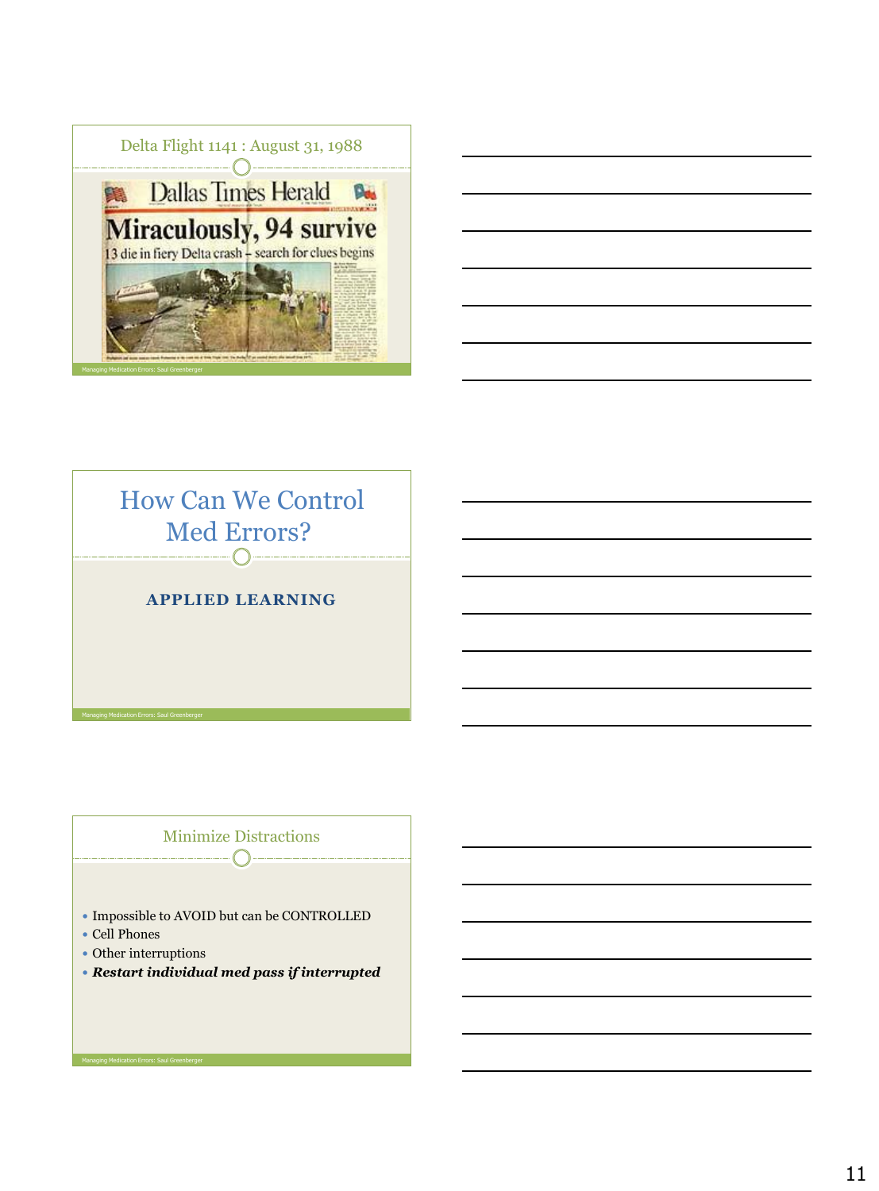## Delta Flight 1141 : August 31, 1988

Dallas Times Herald

Miraculously, 94 survive

13 die in fiery Delta crash – search for clues begins

## How Can We Control Med Errors?

**APPLIED LEARNING**

## Minimize Distractions

- Impossible to AVOID but can be CONTROLLED
- Cell Phones
- Other interruptions
- ***Restart individual med pass if interrupted***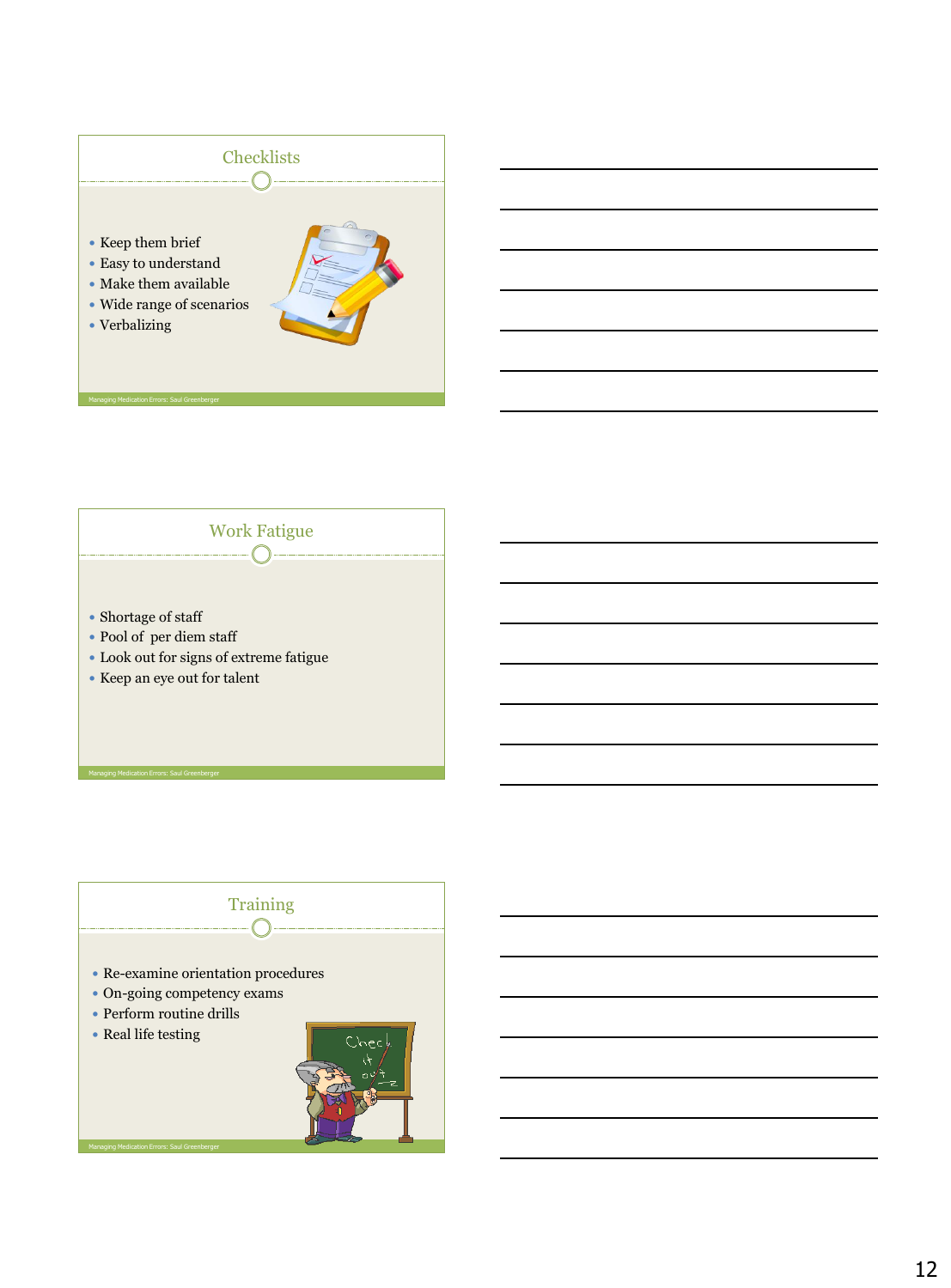## Checklists

- Keep them brief
- Easy to understand
- Make them available
- Wide range of scenarios
- Verbalizing

## Work Fatigue

- Shortage of staff
- Pool of per diem staff
- Look out for signs of extreme fatigue
- Keep an eye out for talent

## Training

- Re-examine orientation procedures
- On-going competency exams
- Perform routine drills
- Real life testing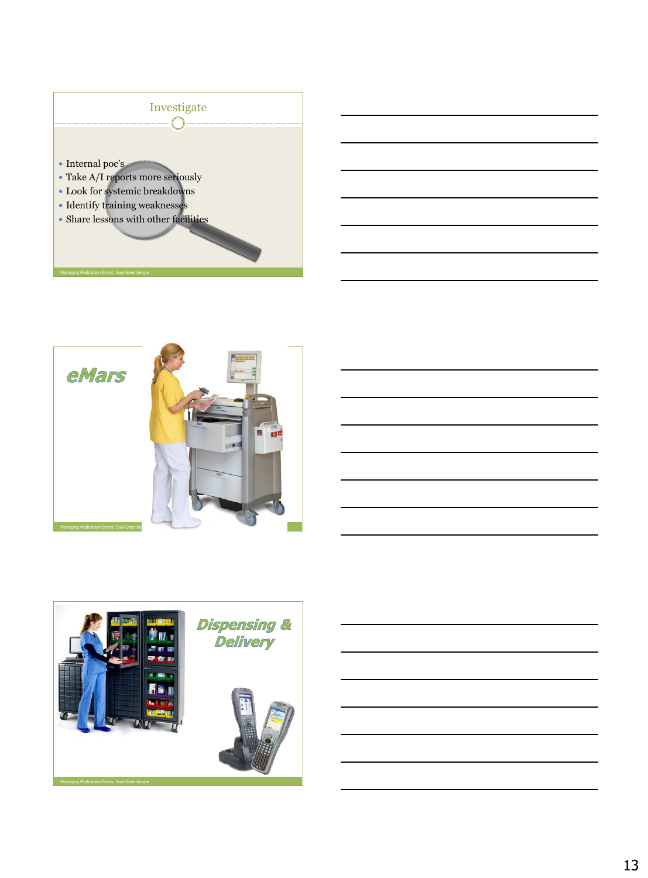## Investigate

- Internal poc's
- Take A/I reports more seriously
- Look for systemic breakdowns
- Identify training weaknesses
- Share lessons with other facilities

## eMars

## Dispensing & Delivery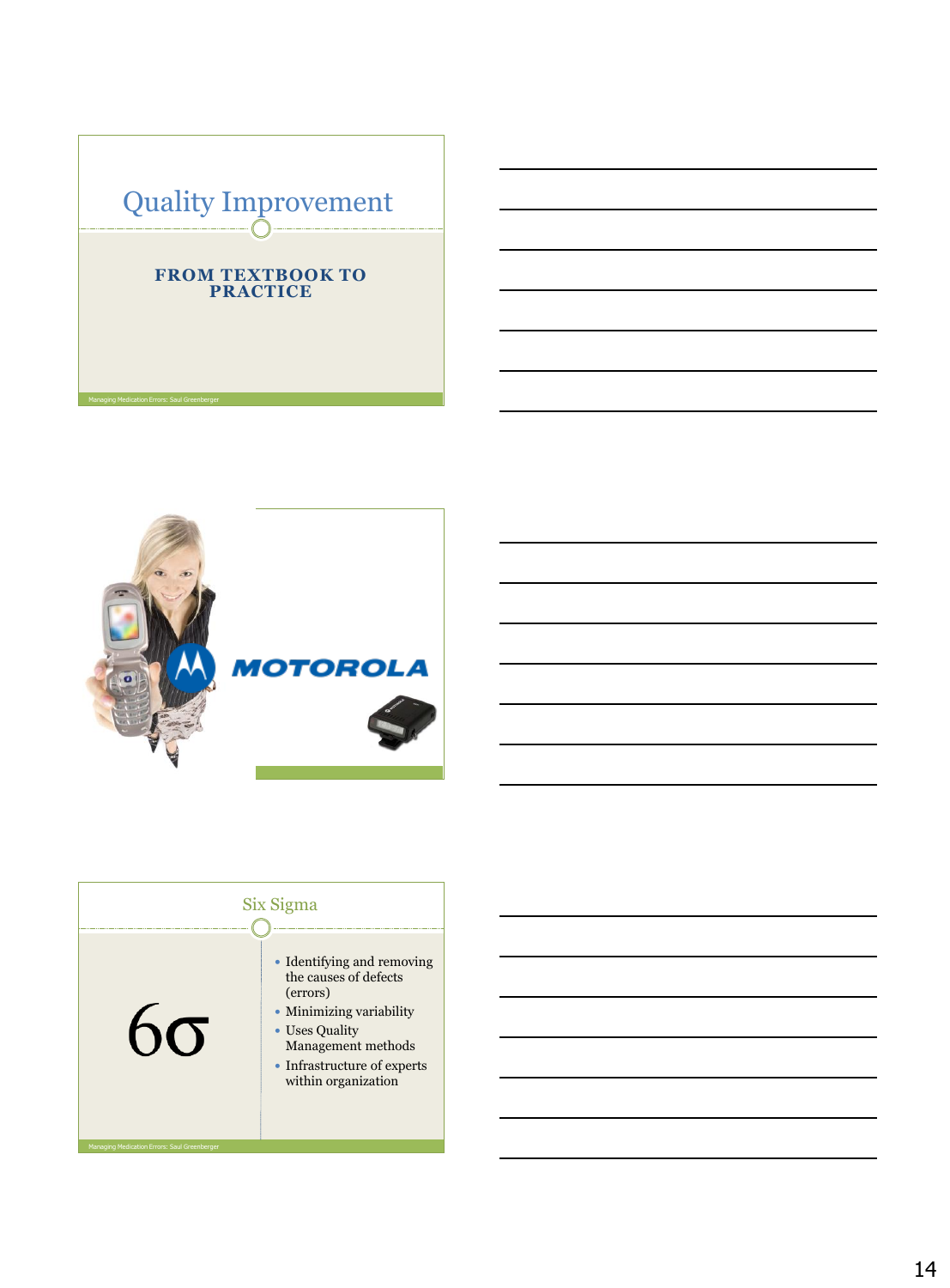# Quality Improvement

**FROM TEXTBOOK TO PRACTICE**

MOTOROLA

## Six Sigma

$6\sigma$

- Identifying and removing the causes of defects (errors)
- Minimizing variability
- Uses Quality Management methods
- Infrastructure of experts within organization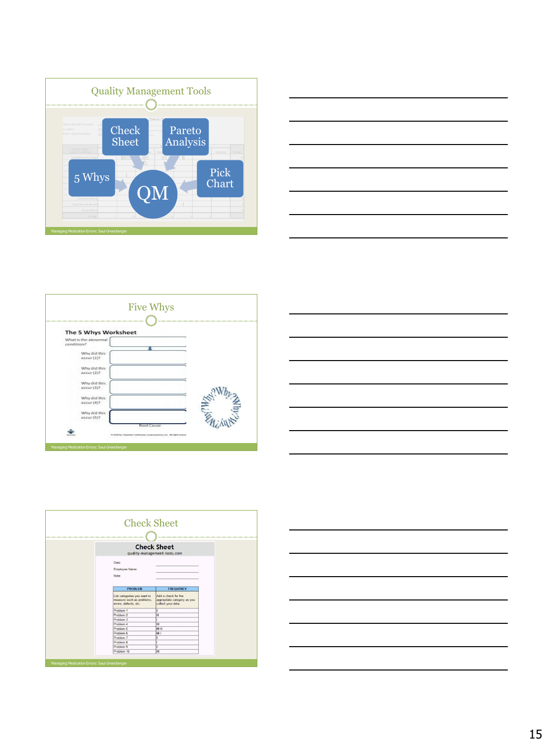## Quality Management Tools

- Check Sheet
- Pareto Analysis
- 5 Whys
- Pick Chart
- QM

## Five Whys

**The 5 Whys Worksheet**

What is the abnormal condition?

Why did this occur (1)?

Why did this occur (2)?

Why did this occur (3)?

Why did this occur (4)?

Why did this occur (5)?

Root Cause

## Check Sheet

**Check Sheet**

quality-management-tools.com

Date:

Employee Name:

Note:

| PROBLEM | FREQUENCY |
|---|---|
| List categories you want to measure such as problems, errors, defects, etc. | Add a check for the appropriate category as you collect your data. |
| Problem 1 | II |
| Problem 2 | III |
| Problem 3 | I |
| Problem 4 | III |
| Problem 5 | IIII II |
| Problem 6 | IIII I |
| Problem 7 | II |
| Problem 8 | I |
| Problem 9 | II |
| Problem 10 | III |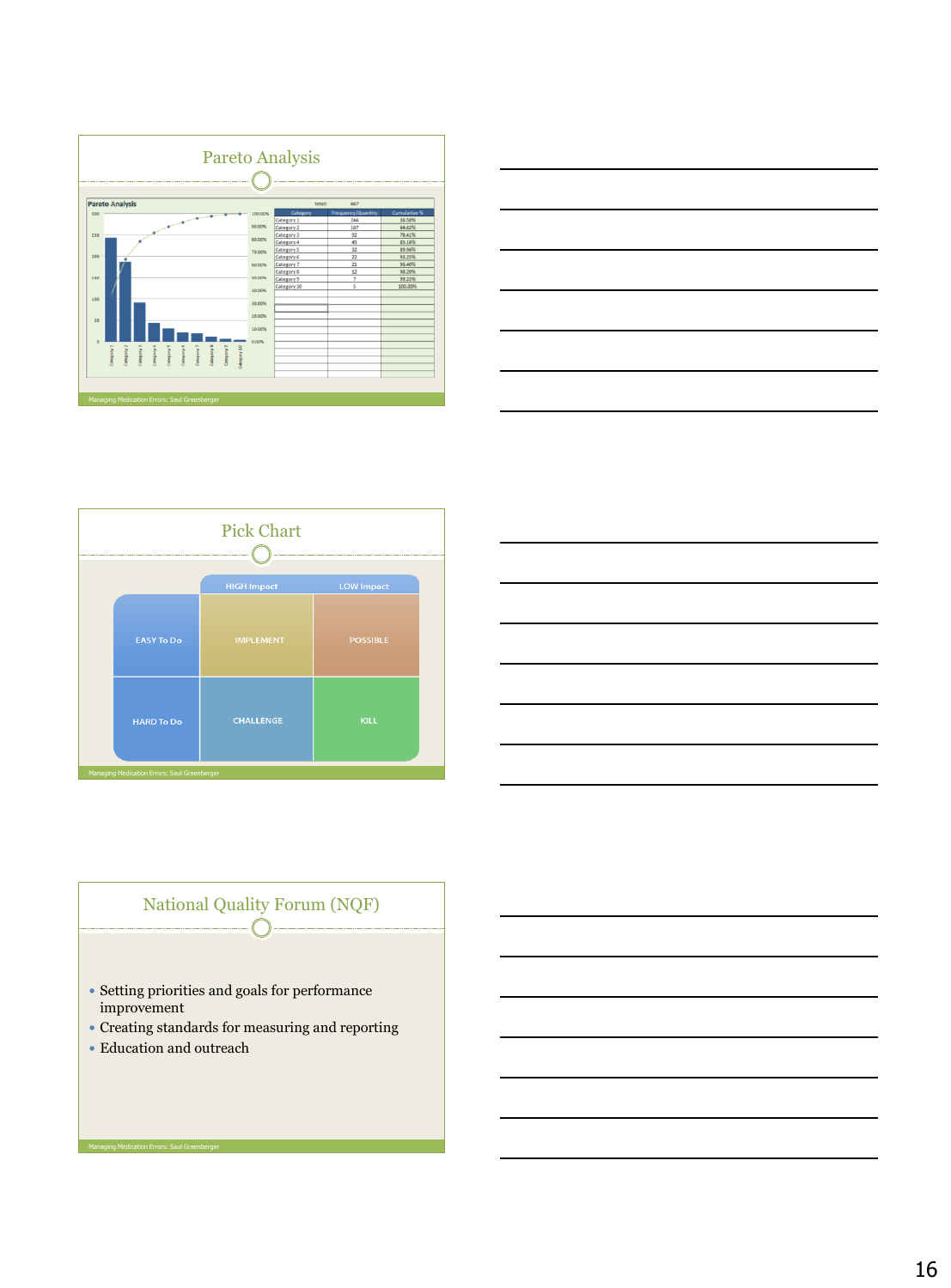## Pareto Analysis

**Pareto Analysis**

total: 667

| Category | Frequency/Quantity | Cumulative % |
|---|---|---|
| Category 1 | 244 | 36.58% |
| Category 2 | 187 | 64.62% |
| Category 3 | 92 | 78.41% |
| Category 4 | 43 | 84.86% |
| Category 5 | 32 | 89.66% |
| Category 6 | 22 | 92.95% |
| Category 7 | 21 | 96.10% |
| Category 8 | 12 | 97.90% |
| Category 9 | 7 | 98.95% |
| Category 10 | 5 | 100.00% |

Managing Medication Errors: Saul Greenberger

## Pick Chart

| | HIGH Impact | LOW Impact |
|---|---|---|
| EASY To Do | IMPLEMENT | POSSIBLE |
| HARD To Do | CHALLENGE | KILL |

Managing Medication Errors: Saul Greenberger

## National Quality Forum (NQF)

- Setting priorities and goals for performance improvement
- Creating standards for measuring and reporting
- Education and outreach

Managing Medication Errors: Saul Greenberger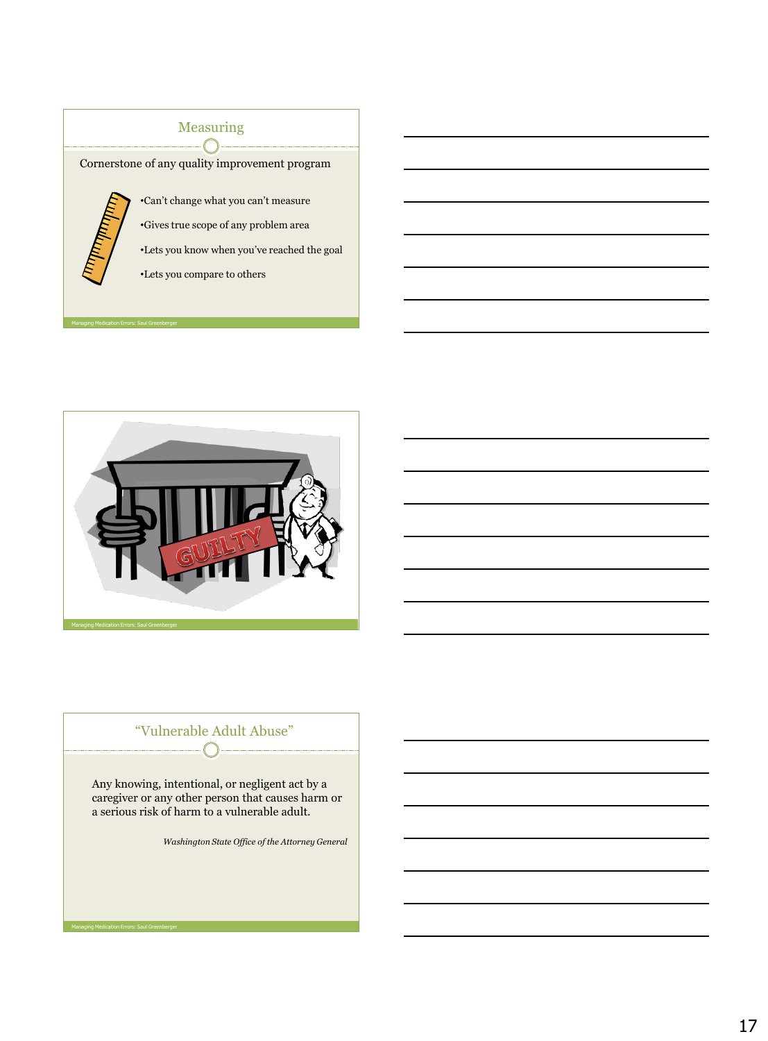## Measuring

Cornerstone of any quality improvement program

- Can't change what you can't measure
- Gives true scope of any problem area
- Lets you know when you've reached the goal
- Lets you compare to others

## "Vulnerable Adult Abuse"

Any knowing, intentional, or negligent act by a caregiver or any other person that causes harm or a serious risk of harm to a vulnerable adult.

*Washington State Office of the Attorney General*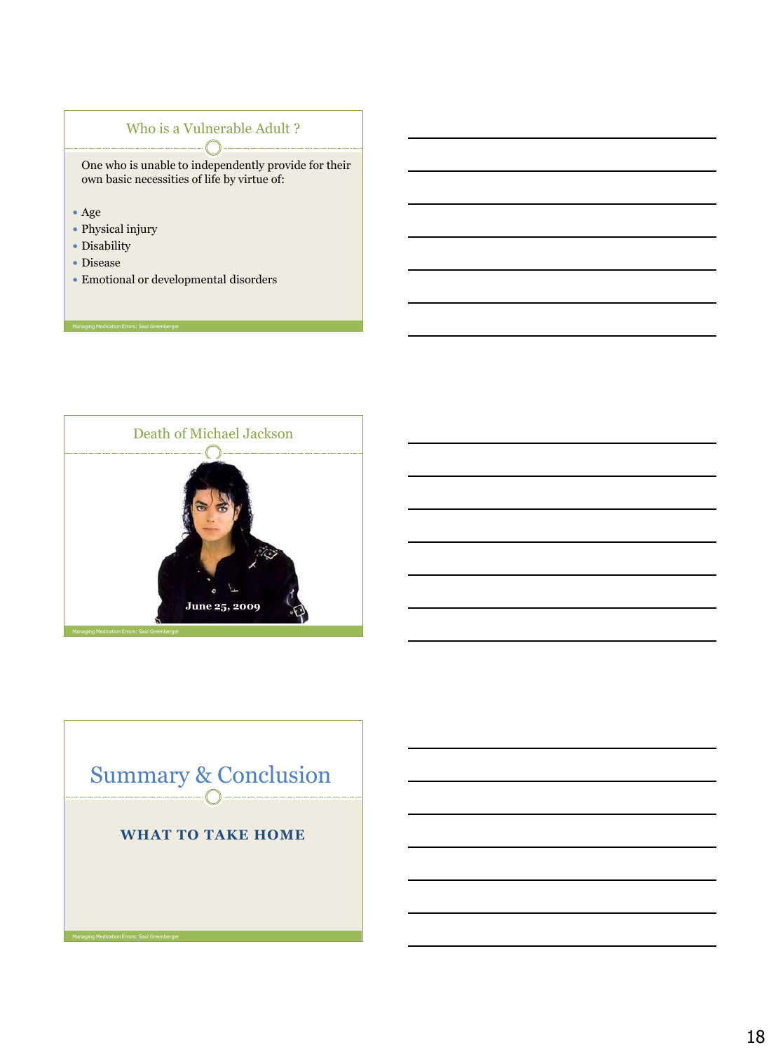## Who is a Vulnerable Adult ?

One who is unable to independently provide for their own basic necessities of life by virtue of:

- Age
- Physical injury
- Disability
- Disease
- Emotional or developmental disorders

## Death of Michael Jackson

June 25, 2009

# Summary & Conclusion

**WHAT TO TAKE HOME**